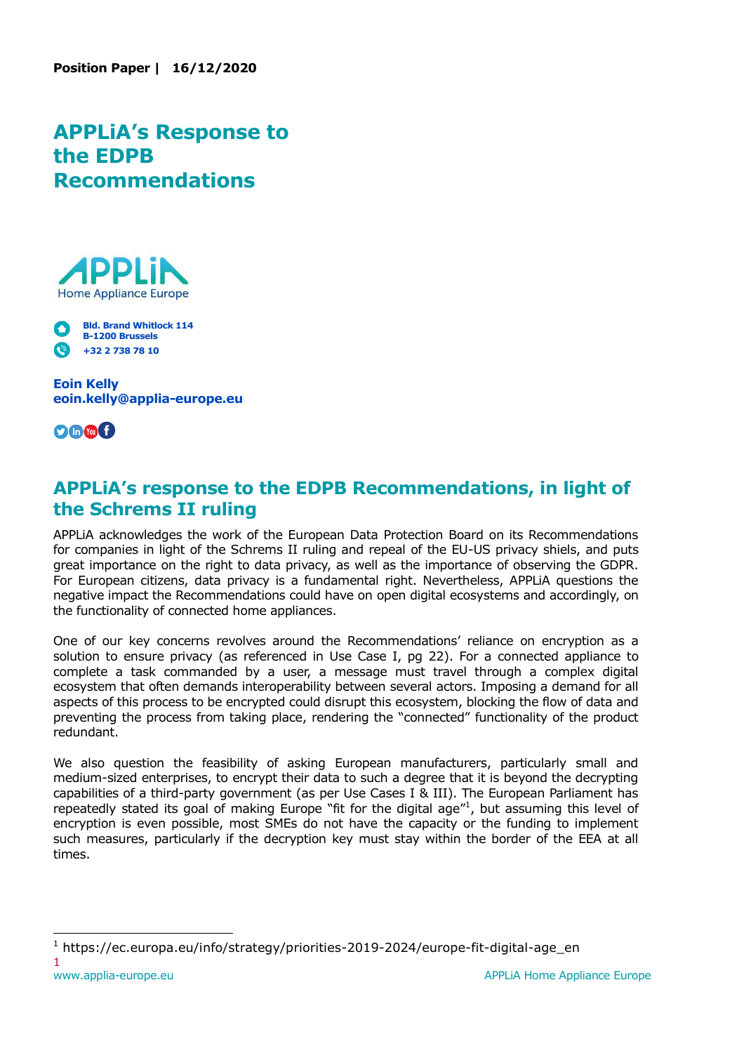**Position Paper | 16/12/2020**

# APPLiA's Response to the EDPB Recommendations

Bld. Brand Whitlock 114
B-1200 Brussels
+32 2 738 78 10

**Eoin Kelly**
**eoin.kelly@applia-europe.eu**

## APPLiA's response to the EDPB Recommendations, in light of the Schrems II ruling

APPLiA acknowledges the work of the European Data Protection Board on its Recommendations for companies in light of the Schrems II ruling and repeal of the EU-US privacy shiels, and puts great importance on the right to data privacy, as well as the importance of observing the GDPR. For European citizens, data privacy is a fundamental right. Nevertheless, APPLiA questions the negative impact the Recommendations could have on open digital ecosystems and accordingly, on the functionality of connected home appliances.

One of our key concerns revolves around the Recommendations' reliance on encryption as a solution to ensure privacy (as referenced in Use Case I, pg 22). For a connected appliance to complete a task commanded by a user, a message must travel through a complex digital ecosystem that often demands interoperability between several actors. Imposing a demand for all aspects of this process to be encrypted could disrupt this ecosystem, blocking the flow of data and preventing the process from taking place, rendering the "connected" functionality of the product redundant.

We also question the feasibility of asking European manufacturers, particularly small and medium-sized enterprises, to encrypt their data to such a degree that it is beyond the decrypting capabilities of a third-party government (as per Use Cases I & III). The European Parliament has repeatedly stated its goal of making Europe "fit for the digital age"[1], but assuming this level of encryption is even possible, most SMEs do not have the capacity or the funding to implement such measures, particularly if the decryption key must stay within the border of the EEA at all times.

[1] https://ec.europa.eu/info/strategy/priorities-2019-2024/europe-fit-digital-age_en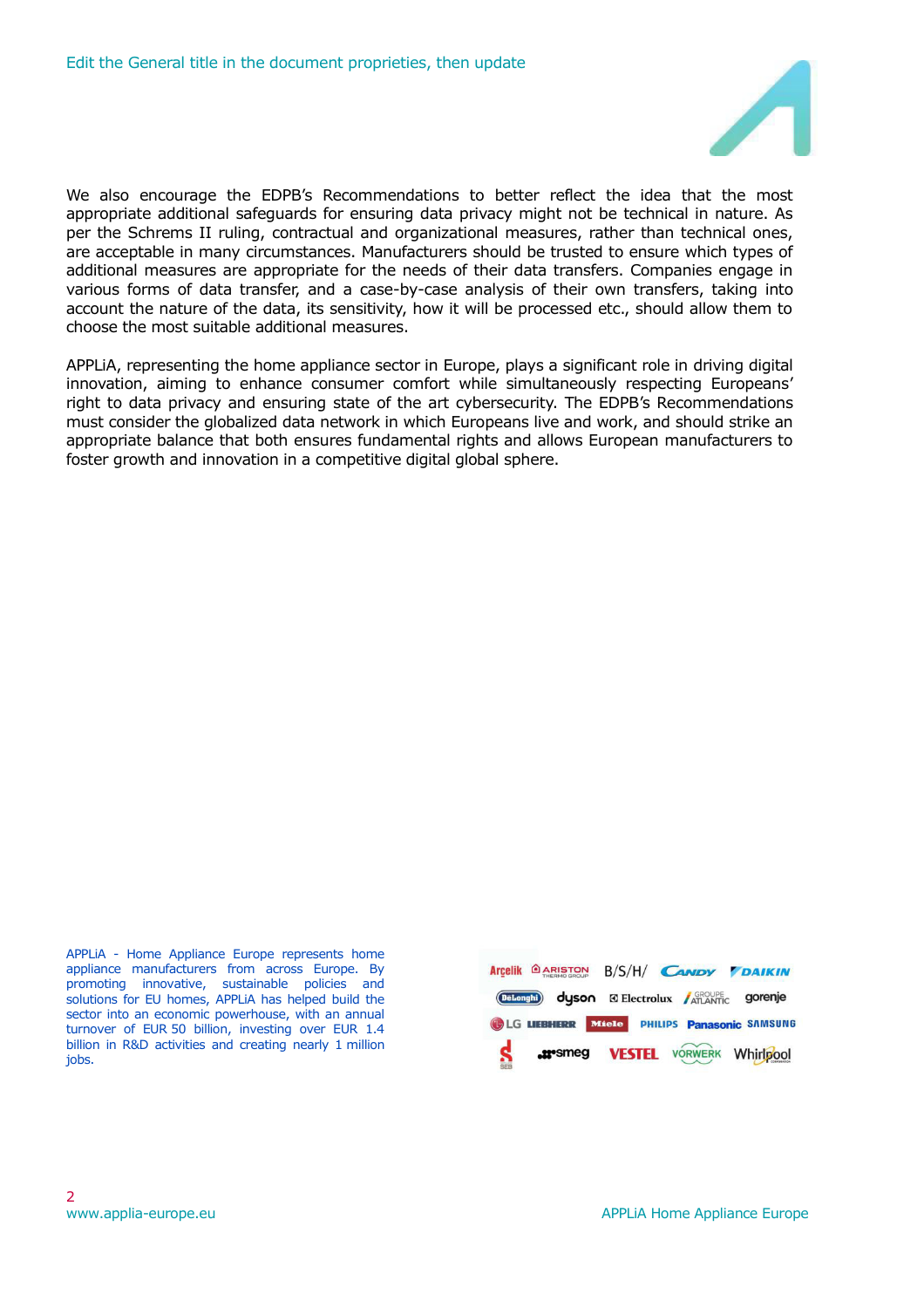We also encourage the EDPB's Recommendations to better reflect the idea that the most appropriate additional safeguards for ensuring data privacy might not be technical in nature. As per the Schrems II ruling, contractual and organizational measures, rather than technical ones, are acceptable in many circumstances. Manufacturers should be trusted to ensure which types of additional measures are appropriate for the needs of their data transfers. Companies engage in various forms of data transfer, and a case-by-case analysis of their own transfers, taking into account the nature of the data, its sensitivity, how it will be processed etc., should allow them to choose the most suitable additional measures.

APPLiA, representing the home appliance sector in Europe, plays a significant role in driving digital innovation, aiming to enhance consumer comfort while simultaneously respecting Europeans' right to data privacy and ensuring state of the art cybersecurity. The EDPB's Recommendations must consider the globalized data network in which Europeans live and work, and should strike an appropriate balance that both ensures fundamental rights and allows European manufacturers to foster growth and innovation in a competitive digital global sphere.

APPLiA - Home Appliance Europe represents home appliance manufacturers from across Europe. By promoting innovative, sustainable policies and solutions for EU homes, APPLiA has helped build the sector into an economic powerhouse, with an annual turnover of EUR 50 billion, investing over EUR 1.4 billion in R&D activities and creating nearly 1 million jobs.